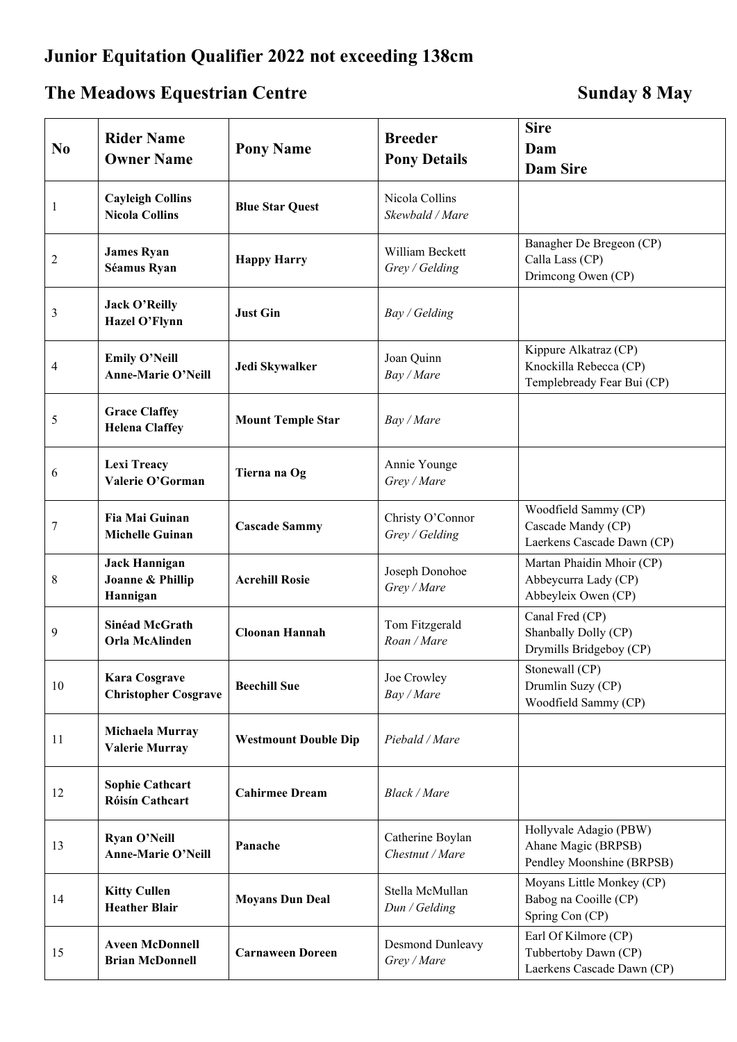# Junior Equitation Qualifier 2022 not exceeding 138cm

## The Meadows Equestrian Centre　　　　　　　　Sunday 8 May

| No | Rider Name<br>Owner Name | Pony Name | Breeder<br>Pony Details | Sire<br>Dam<br>Dam Sire |
|---|---|---|---|---|
| 1 | **Cayleigh Collins**<br>**Nicola Collins** | **Blue Star Quest** | Nicola Collins<br>*Skewbald / Mare* | |
| 2 | **James Ryan**<br>**Séamus Ryan** | **Happy Harry** | William Beckett<br>*Grey / Gelding* | Banagher De Bregeon (CP)<br>Calla Lass (CP)<br>Drimcong Owen (CP) |
| 3 | **Jack O'Reilly**<br>**Hazel O'Flynn** | **Just Gin** | *Bay / Gelding* | |
| 4 | **Emily O'Neill**<br>**Anne-Marie O'Neill** | **Jedi Skywalker** | Joan Quinn<br>*Bay / Mare* | Kippure Alkatraz (CP)<br>Knockilla Rebecca (CP)<br>Templebready Fear Bui (CP) |
| 5 | **Grace Claffey**<br>**Helena Claffey** | **Mount Temple Star** | *Bay / Mare* | |
| 6 | **Lexi Treacy**<br>**Valerie O'Gorman** | **Tierna na Og** | Annie Younge<br>*Grey / Mare* | |
| 7 | **Fia Mai Guinan**<br>**Michelle Guinan** | **Cascade Sammy** | Christy O'Connor<br>*Grey / Gelding* | Woodfield Sammy (CP)<br>Cascade Mandy (CP)<br>Laerkens Cascade Dawn (CP) |
| 8 | **Jack Hannigan**<br>**Joanne & Phillip Hannigan** | **Acrehill Rosie** | Joseph Donohoe<br>*Grey / Mare* | Martan Phaidin Mhoir (CP)<br>Abbeycurra Lady (CP)<br>Abbeyleix Owen (CP) |
| 9 | **Sinéad McGrath**<br>**Orla McAlinden** | **Cloonan Hannah** | Tom Fitzgerald<br>*Roan / Mare* | Canal Fred (CP)<br>Shanbally Dolly (CP)<br>Drymills Bridgeboy (CP) |
| 10 | **Kara Cosgrave**<br>**Christopher Cosgrave** | **Beechill Sue** | Joe Crowley<br>*Bay / Mare* | Stonewall (CP)<br>Drumlin Suzy (CP)<br>Woodfield Sammy (CP) |
| 11 | **Michaela Murray**<br>**Valerie Murray** | **Westmount Double Dip** | *Piebald / Mare* | |
| 12 | **Sophie Cathcart**<br>**Róisín Cathcart** | **Cahirmee Dream** | *Black / Mare* | |
| 13 | **Ryan O'Neill**<br>**Anne-Marie O'Neill** | **Panache** | Catherine Boylan<br>*Chestnut / Mare* | Hollyvale Adagio (PBW)<br>Ahane Magic (BRPSB)<br>Pendley Moonshine (BRPSB) |
| 14 | **Kitty Cullen**<br>**Heather Blair** | **Moyans Dun Deal** | Stella McMullan<br>*Dun / Gelding* | Moyans Little Monkey (CP)<br>Babog na Cooille (CP)<br>Spring Con (CP) |
| 15 | **Aveen McDonnell**<br>**Brian McDonnell** | **Carnaween Doreen** | Desmond Dunleavy<br>*Grey / Mare* | Earl Of Kilmore (CP)<br>Tubbertoby Dawn (CP)<br>Laerkens Cascade Dawn (CP) |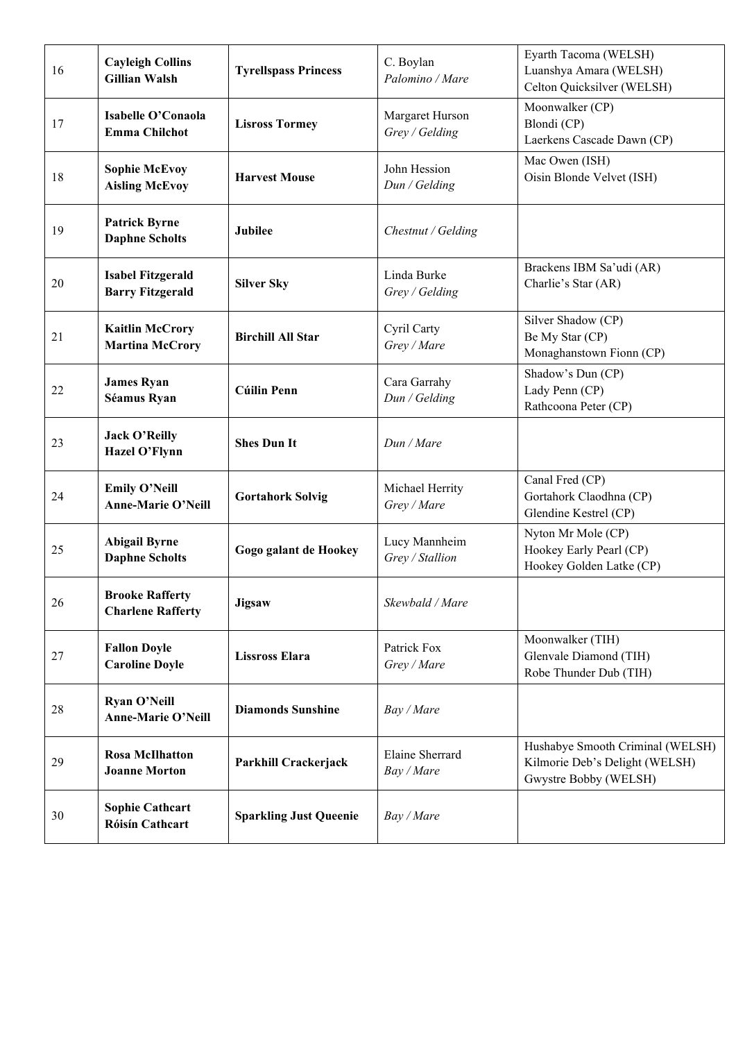| | | | | |
|---|---|---|---|---|
| 16 | **Cayleigh Collins**<br>**Gillian Walsh** | **Tyrellspass Princess** | C. Boylan<br>*Palomino / Mare* | Eyarth Tacoma (WELSH)<br>Luanshya Amara (WELSH)<br>Celton Quicksilver (WELSH) |
| 17 | **Isabelle O'Conaola**<br>**Emma Chilchot** | **Lisross Tormey** | Margaret Hurson<br>*Grey / Gelding* | Moonwalker (CP)<br>Blondi (CP)<br>Laerkens Cascade Dawn (CP) |
| 18 | **Sophie McEvoy**<br>**Aisling McEvoy** | **Harvest Mouse** | John Hession<br>*Dun / Gelding* | Mac Owen (ISH)<br>Oisin Blonde Velvet (ISH) |
| 19 | **Patrick Byrne**<br>**Daphne Scholts** | **Jubilee** | *Chestnut / Gelding* | |
| 20 | **Isabel Fitzgerald**<br>**Barry Fitzgerald** | **Silver Sky** | Linda Burke<br>*Grey / Gelding* | Brackens IBM Sa'udi (AR)<br>Charlie's Star (AR) |
| 21 | **Kaitlin McCrory**<br>**Martina McCrory** | **Birchill All Star** | Cyril Carty<br>*Grey / Mare* | Silver Shadow (CP)<br>Be My Star (CP)<br>Monaghanstown Fionn (CP) |
| 22 | **James Ryan**<br>**Séamus Ryan** | **Cúilin Penn** | Cara Garrahy<br>*Dun / Gelding* | Shadow's Dun (CP)<br>Lady Penn (CP)<br>Rathcoona Peter (CP) |
| 23 | **Jack O'Reilly**<br>**Hazel O'Flynn** | **Shes Dun It** | *Dun / Mare* | |
| 24 | **Emily O'Neill**<br>**Anne-Marie O'Neill** | **Gortahork Solvig** | Michael Herrity<br>*Grey / Mare* | Canal Fred (CP)<br>Gortahork Claodhna (CP)<br>Glendine Kestrel (CP) |
| 25 | **Abigail Byrne**<br>**Daphne Scholts** | **Gogo galant de Hookey** | Lucy Mannheim<br>*Grey / Stallion* | Nyton Mr Mole (CP)<br>Hookey Early Pearl (CP)<br>Hookey Golden Latke (CP) |
| 26 | **Brooke Rafferty**<br>**Charlene Rafferty** | **Jigsaw** | *Skewbald / Mare* | |
| 27 | **Fallon Doyle**<br>**Caroline Doyle** | **Lissross Elara** | Patrick Fox<br>*Grey / Mare* | Moonwalker (TIH)<br>Glenvale Diamond (TIH)<br>Robe Thunder Dub (TIH) |
| 28 | **Ryan O'Neill**<br>**Anne-Marie O'Neill** | **Diamonds Sunshine** | *Bay / Mare* | |
| 29 | **Rosa McIlhatton**<br>**Joanne Morton** | **Parkhill Crackerjack** | Elaine Sherrard<br>*Bay / Mare* | Hushabye Smooth Criminal (WELSH)<br>Kilmorie Deb's Delight (WELSH)<br>Gwystre Bobby (WELSH) |
| 30 | **Sophie Cathcart**<br>**Róisín Cathcart** | **Sparkling Just Queenie** | *Bay / Mare* | |